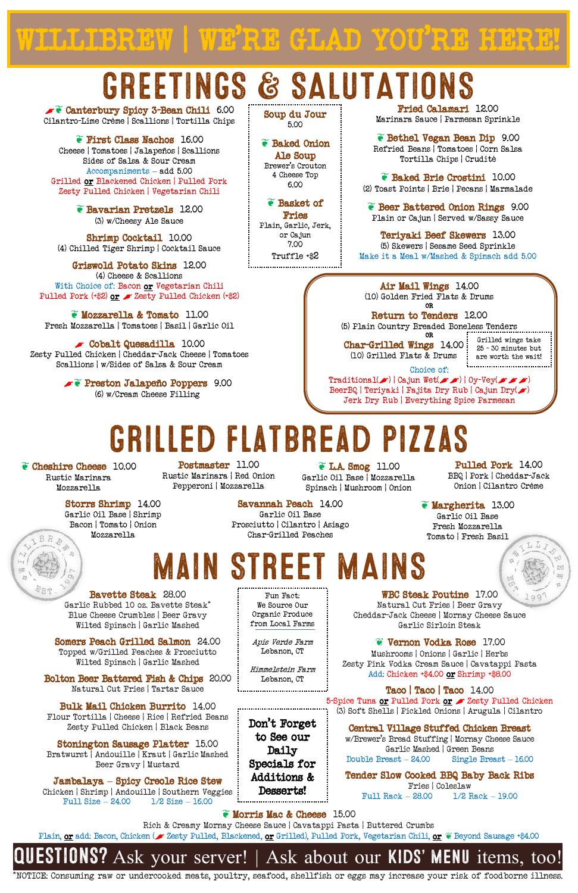# WILLIBREW | WE'RE GLAD YOU'RE HERE!

## GREETINGS & SALUTATIONS

**Canterbury Spicy 3-Bean Chili** 6.00
Cilantro-Lime Crème | Scallions | Tortilla Chips

**First Class Nachos** 16.00
Cheese | Tomatoes | Jalapeños | Scallions
Sides of Salsa & Sour Cream
Accompaniments – add 5.00
Grilled **or** Blackened Chicken | Pulled Pork
Zesty Pulled Chicken | Vegetarian Chili

**Bavarian Pretzels** 12.00
(3) w/Cheesy Ale Sauce

**Shrimp Cocktail** 10.00
(4) Chilled Tiger Shrimp | Cocktail Sauce

**Griswold Potato Skins** 12.00
(4) Cheese & Scallions
With Choice of: Bacon **or** Vegetarian Chili
Pulled Pork (+$2) **or** Zesty Pulled Chicken (+$2)

**Mozzarella & Tomato** 11.00
Fresh Mozzarella | Tomatoes | Basil | Garlic Oil

**Cobalt Quesadilla** 10.00
Zesty Pulled Chicken | Cheddar-Jack Cheese | Tomatoes
Scallions | w/Sides of Salsa & Sour Cream

**Preston Jalapeño Poppers** 9.00
(6) w/Cream Cheese Filling

**Soup du Jour**
5.00

**Baked Onion Ale Soup**
Brewer's Crouton
4 Cheese Top
6.00

**Basket of Fries**
Plain, Garlic, Jerk, or Cajun
7.00
Truffle +$2

**Fried Calamari** 12.00
Marinara Sauce | Parmesan Sprinkle

**Bethel Vegan Bean Dip** 9.00
Refried Beans | Tomatoes | Corn Salsa
Tortilla Chips | Crudité

**Baked Brie Crostini** 10.00
(2) Toast Points | Brie | Pecans | Marmalade

**Beer Battered Onion Rings** 9.00
Plain or Cajun | Served w/Sassy Sauce

**Teriyaki Beef Skewers** 13.00
(5) Skewers | Sesame Seed Sprinkle
Make it a Meal w/Mashed & Spinach add 5.00

**Air Mail Wings** 14.00
(10) Golden Fried Flats & Drums
OR
**Return to Tenders** 12.00
(5) Plain Country Breaded Boneless Tenders
OR
**Char-Grilled Wings** 14.00
(10) Grilled Flats & Drums

Grilled wings take 25 - 30 minutes but are worth the wait!

Choice of:
Traditional | Cajun Wet | Oy-Vey | BeerBQ | Teriyaki | Fajita Dry Rub | Cajun Dry | Jerk Dry Rub | Everything Spice Parmesan

## GRILLED FLATBREAD PIZZAS

**Cheshire Cheese** 10.00
Rustic Marinara
Mozzarella

**Postmaster** 11.00
Rustic Marinara | Red Onion
Pepperoni | Mozzarella

**L.A. Smog** 11.00
Garlic Oil Base | Mozzarella
Spinach | Mushroom | Onion

**Pulled Pork** 14.00
BBQ | Pork | Cheddar-Jack
Onion | Cilantro Crème

**Storrs Shrimp** 14.00
Garlic Oil Base | Shrimp
Bacon | Tomato | Onion
Mozzarella

**Savannah Peach** 14.00
Garlic Oil Base
Prosciutto | Cilantro | Asiago
Char-Grilled Peaches

**Margherita** 13.00
Garlic Oil Base
Fresh Mozzarella
Tomato | Fresh Basil

## MAIN STREET MAINS

**Bavette Steak** 28.00
Garlic Rubbed 10 oz. Bavette Steak*
Blue Cheese Crumbles | Beer Gravy
Wilted Spinach | Garlic Mashed

**Somers Peach Grilled Salmon** 24.00
Topped w/Grilled Peaches & Prosciutto
Wilted Spinach | Garlic Mashed

**Bolton Beer Battered Fish & Chips** 20.00
Natural Cut Fries | Tartar Sauce

**Bulk Mail Chicken Burrito** 14.00
Flour Tortilla | Cheese | Rice | Refried Beans
Zesty Pulled Chicken | Black Beans

**Stonington Sausage Platter** 15.00
Bratwurst | Andouille | Kraut | Garlic Mashed
Beer Gravy | Mustard

**Jambalaya – Spicy Creole Rice Stew**
Chicken | Shrimp | Andouille | Southern Veggies
Full Size – 24.00 1/2 Size – 16.00

Fun Fact:
We Source Our Organic Produce from Local Farms

*Apis Verde Farm*
Lebanon, CT

*Himmelstein Farm*
Lebanon, CT

**Don't Forget to See our Daily Specials for Additions & Desserts!**

**WBC Steak Poutine** 17.00
Natural Cut Fries | Beer Gravy
Cheddar-Jack Cheese | Mornay Cheese Sauce
Garlic Sirloin Steak

**Vernon Vodka Rose** 17.00
Mushrooms | Onions | Garlic | Herbs
Zesty Pink Vodka Cream Sauce | Cavatappi Pasta
Add: Chicken +$4.00 **or** Shrimp +$8.00

**Taco | Taco | Taco** 14.00
5-Spice Tuna **or** Pulled Pork **or** Zesty Pulled Chicken
(3) Soft Shells | Pickled Onions | Arugula | Cilantro

**Central Village Stuffed Chicken Breast**
w/Brewer's Bread Stuffing | Mornay Cheese Sauce
Garlic Mashed | Green Beans
Double Breast – 24.00 Single Breast – 16.00

**Tender Slow Cooked BBQ Baby Back Ribs**
Fries | Coleslaw
Full Rack – 28.00 1/2 Rack – 19.00

**Morris Mac & Cheese** 15.00
Rich & Creamy Mornay Cheese Sauce | Cavatappi Pasta | Buttered Crumbs
Plain, **or** add: Bacon, Chicken (Zesty Pulled, Blackened, **or** Grilled), Pulled Pork, Vegetarian Chili, **or** Beyond Sausage +$4.00

**QUESTIONS?** Ask your server! | Ask about our **KIDS' MENU** items, too!

*NOTICE: Consuming raw or undercooked meats, poultry, seafood, shellfish or eggs may increase your risk of foodborne illness.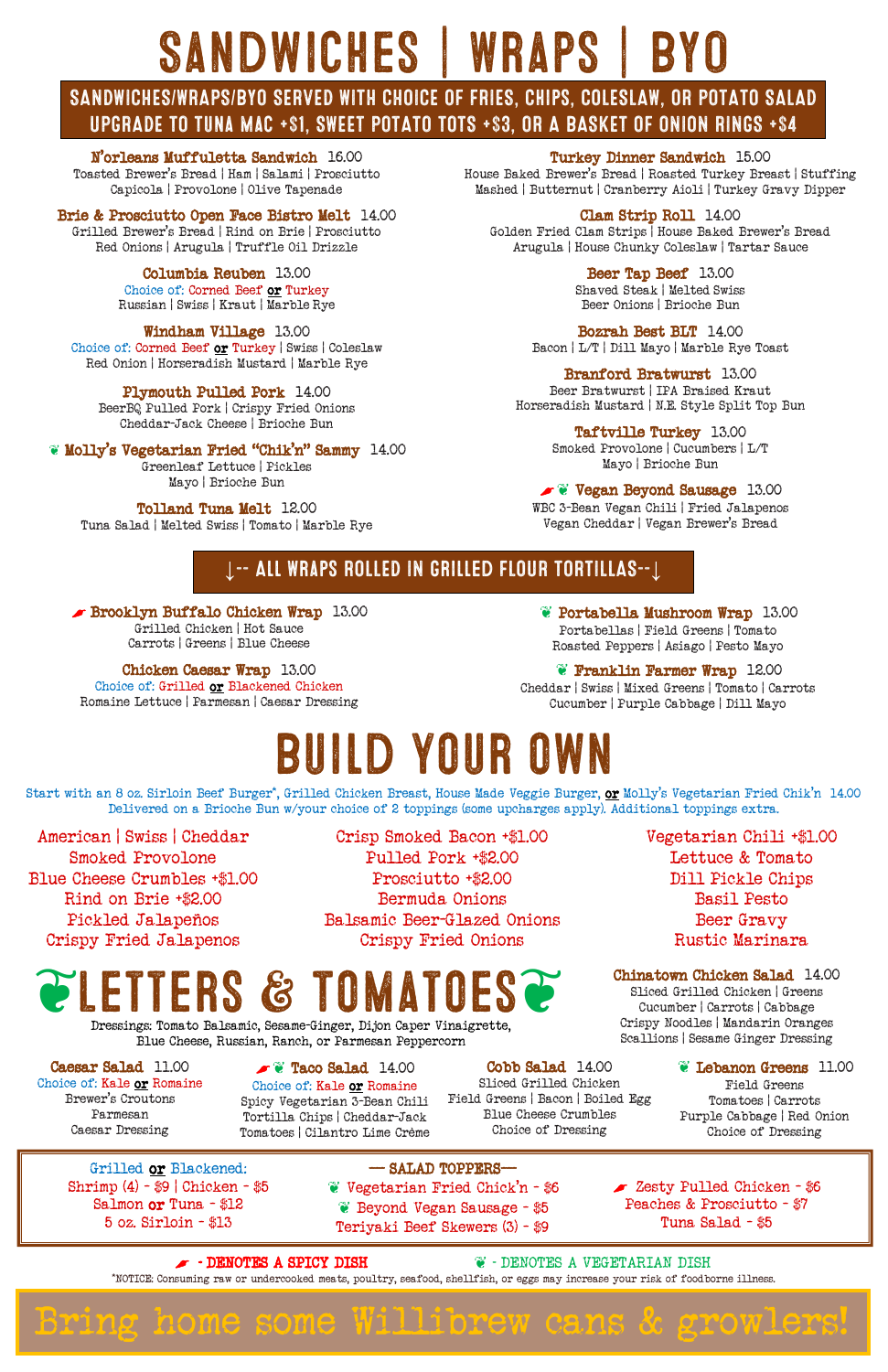# SANDWICHES | WRAPS | BYO

**SANDWICHES/WRAPS/BYO SERVED WITH CHOICE OF FRIES, CHIPS, COLESLAW, OR POTATO SALAD**
**UPGRADE TO TUNA MAC +$1, SWEET POTATO TOTS +$3, OR A BASKET OF ONION RINGS +$4**

**N'orleans Muffuletta Sandwich** 16.00
Toasted Brewer's Bread | Ham | Salami | Prosciutto
Capicola | Provolone | Olive Tapenade

**Brie & Prosciutto Open Face Bistro Melt** 14.00
Grilled Brewer's Bread | Rind on Brie | Prosciutto
Red Onions | Arugula | Truffle Oil Drizzle

**Columbia Reuben** 13.00
Choice of: Corned Beef **or** Turkey
Russian | Swiss | Kraut | Marble Rye

**Windham Village** 13.00
Choice of: Corned Beef **or** Turkey | Swiss | Coleslaw
Red Onion | Horseradish Mustard | Marble Rye

**Plymouth Pulled Pork** 14.00
BeerBQ Pulled Pork | Crispy Fried Onions
Cheddar-Jack Cheese | Brioche Bun

❦ **Molly's Vegetarian Fried "Chik'n" Sammy** 14.00
Greenleaf Lettuce | Pickles
Mayo | Brioche Bun

**Tolland Tuna Melt** 12.00
Tuna Salad | Melted Swiss | Tomato | Marble Rye

**Turkey Dinner Sandwich** 15.00
House Baked Brewer's Bread | Roasted Turkey Breast | Stuffing
Mashed | Butternut | Cranberry Aioli | Turkey Gravy Dipper

**Clam Strip Roll** 14.00
Golden Fried Clam Strips | House Baked Brewer's Bread
Arugula | House Chunky Coleslaw | Tartar Sauce

**Beer Tap Beef** 13.00
Shaved Steak | Melted Swiss
Beer Onions | Brioche Bun

**Bozrah Best BLT** 14.00
Bacon | L/T | Dill Mayo | Marble Rye Toast

**Branford Bratwurst** 13.00
Beer Bratwurst | IPA Braised Kraut
Horseradish Mustard | N.E. Style Split Top Bun

**Taftville Turkey** 13.00
Smoked Provolone | Cucumbers | L/T
Mayo | Brioche Bun

🌶 ❦ **Vegan Beyond Sausage** 13.00
WBC 3-Bean Vegan Chili | Fried Jalapenos
Vegan Cheddar | Vegan Brewer's Bread

**↓-- ALL WRAPS ROLLED IN GRILLED FLOUR TORTILLAS--↓**

🌶 **Brooklyn Buffalo Chicken Wrap** 13.00
Grilled Chicken | Hot Sauce
Carrots | Greens | Blue Cheese

**Chicken Caesar Wrap** 13.00
Choice of: Grilled **or** Blackened Chicken
Romaine Lettuce | Parmesan | Caesar Dressing

❦ **Portabella Mushroom Wrap** 13.00
Portabellas | Field Greens | Tomato
Roasted Peppers | Asiago | Pesto Mayo

❦ **Franklin Farmer Wrap** 12.00
Cheddar | Swiss | Mixed Greens | Tomato | Carrots
Cucumber | Purple Cabbage | Dill Mayo

# BUILD YOUR OWN

Start with an 8 oz. Sirloin Beef Burger*, Grilled Chicken Breast, House Made Veggie Burger, **or** Molly's Vegetarian Fried Chik'n 14.00
Delivered on a Brioche Bun w/your choice of 2 toppings (some upcharges apply). Additional toppings extra.

American | Swiss | Cheddar
Smoked Provolone
Blue Cheese Crumbles +$1.00
Rind on Brie +$2.00
Pickled Jalapeños
Crispy Fried Jalapenos

Crisp Smoked Bacon +$1.00
Pulled Pork +$2.00
Prosciutto +$2.00
Bermuda Onions
Balsamic Beer-Glazed Onions
Crispy Fried Onions

Vegetarian Chili +$1.00
Lettuce & Tomato
Dill Pickle Chips
Basil Pesto
Beer Gravy
Rustic Marinara

# ❦LETTERS & TOMATOES❦

Dressings: Tomato Balsamic, Sesame-Ginger, Dijon Caper Vinaigrette,
Blue Cheese, Russian, Ranch, or Parmesan Peppercorn

**Chinatown Chicken Salad** 14.00
Sliced Grilled Chicken | Greens
Cucumber | Carrots | Cabbage
Crispy Noodles | Mandarin Oranges
Scallions | Sesame Ginger Dressing

**Caesar Salad** 11.00
Choice of: Kale **or** Romaine
Brewer's Croutons
Parmesan
Caesar Dressing

🌶 ❦ **Taco Salad** 14.00
Choice of: Kale **or** Romaine
Spicy Vegetarian 3-Bean Chili
Tortilla Chips | Cheddar-Jack
Tomatoes | Cilantro Lime Crème

**Cobb Salad** 14.00
Sliced Grilled Chicken
Field Greens | Bacon | Boiled Egg
Blue Cheese Crumbles
Choice of Dressing

❦ **Lebanon Greens** 11.00
Field Greens
Tomatoes | Carrots
Purple Cabbage | Red Onion
Choice of Dressing

**— SALAD TOPPERS—**

Grilled **or** Blackened:
Shrimp (4) - $9 | Chicken - $5
Salmon **or** Tuna - $12
5 oz. Sirloin - $13

❦ Vegetarian Fried Chick'n - $6
❦ Beyond Vegan Sausage - $5
Teriyaki Beef Skewers (3) - $9

🌶 Zesty Pulled Chicken - $6
Peaches & Prosciutto - $7
Tuna Salad - $5

🌶 - **DENOTES A SPICY DISH** ❦ - DENOTES A VEGETARIAN DISH

*NOTICE: Consuming raw or undercooked meats, poultry, seafood, shellfish, or eggs may increase your risk of foodborne illness.

**Bring home some Willibrew cans & growlers!**